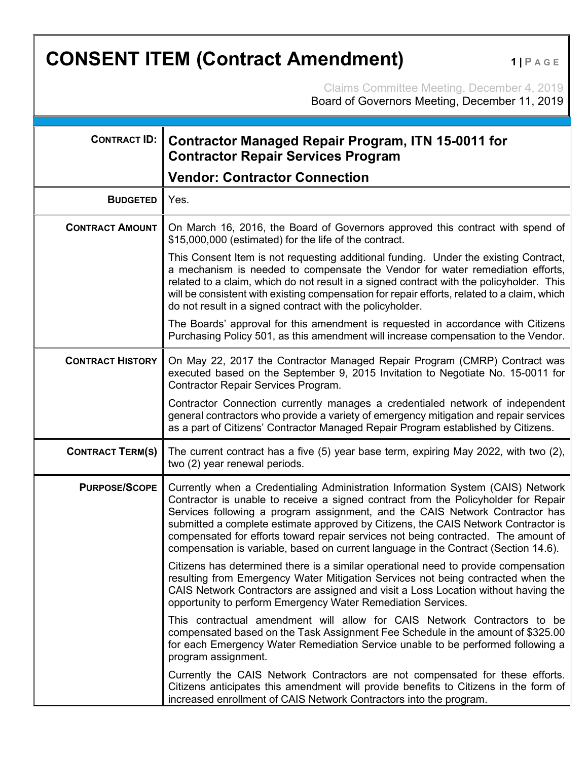# CONSENT ITEM (Contract Amendment)

Claims Committee Meeting, December 4, 2019
Board of Governors Meeting, December 11, 2019

| | |
|---|---|
| **CONTRACT ID:** | **Contractor Managed Repair Program, ITN 15-0011 for Contractor Repair Services Program**<br><br>**Vendor: Contractor Connection** |
| **BUDGETED** | Yes. |
| **CONTRACT AMOUNT** | On March 16, 2016, the Board of Governors approved this contract with spend of $15,000,000 (estimated) for the life of the contract.<br><br>This Consent Item is not requesting additional funding. Under the existing Contract, a mechanism is needed to compensate the Vendor for water remediation efforts, related to a claim, which do not result in a signed contract with the policyholder. This will be consistent with existing compensation for repair efforts, related to a claim, which do not result in a signed contract with the policyholder.<br><br>The Boards' approval for this amendment is requested in accordance with Citizens Purchasing Policy 501, as this amendment will increase compensation to the Vendor. |
| **CONTRACT HISTORY** | On May 22, 2017 the Contractor Managed Repair Program (CMRP) Contract was executed based on the September 9, 2015 Invitation to Negotiate No. 15-0011 for Contractor Repair Services Program.<br><br>Contractor Connection currently manages a credentialed network of independent general contractors who provide a variety of emergency mitigation and repair services as a part of Citizens' Contractor Managed Repair Program established by Citizens. |
| **CONTRACT TERM(S)** | The current contract has a five (5) year base term, expiring May 2022, with two (2), two (2) year renewal periods. |
| **PURPOSE/SCOPE** | Currently when a Credentialing Administration Information System (CAIS) Network Contractor is unable to receive a signed contract from the Policyholder for Repair Services following a program assignment, and the CAIS Network Contractor has submitted a complete estimate approved by Citizens, the CAIS Network Contractor is compensated for efforts toward repair services not being contracted. The amount of compensation is variable, based on current language in the Contract (Section 14.6).<br><br>Citizens has determined there is a similar operational need to provide compensation resulting from Emergency Water Mitigation Services not being contracted when the CAIS Network Contractors are assigned and visit a Loss Location without having the opportunity to perform Emergency Water Remediation Services.<br><br>This contractual amendment will allow for CAIS Network Contractors to be compensated based on the Task Assignment Fee Schedule in the amount of $325.00 for each Emergency Water Remediation Service unable to be performed following a program assignment.<br><br>Currently the CAIS Network Contractors are not compensated for these efforts. Citizens anticipates this amendment will provide benefits to Citizens in the form of increased enrollment of CAIS Network Contractors into the program. |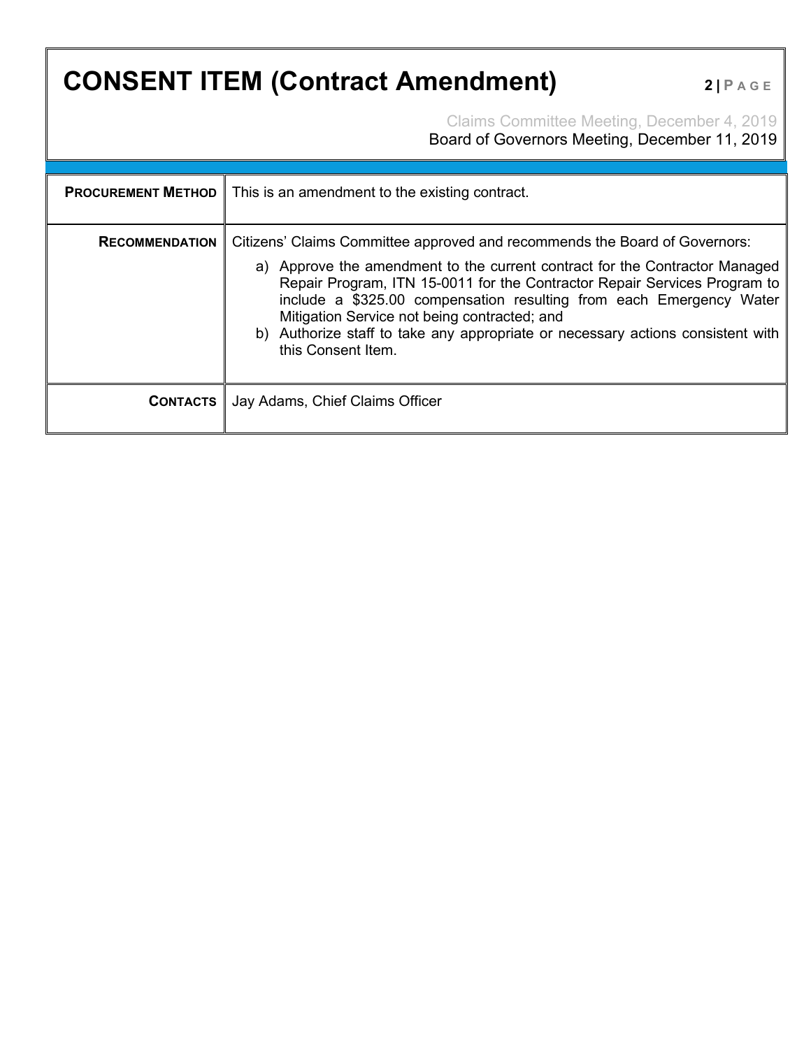# CONSENT ITEM (Contract Amendment)

Claims Committee Meeting, December 4, 2019
Board of Governors Meeting, December 11, 2019

| | |
|---|---|
| **PROCUREMENT METHOD** | This is an amendment to the existing contract. |
| **RECOMMENDATION** | Citizens' Claims Committee approved and recommends the Board of Governors:<br><br>a) Approve the amendment to the current contract for the Contractor Managed Repair Program, ITN 15-0011 for the Contractor Repair Services Program to include a $325.00 compensation resulting from each Emergency Water Mitigation Service not being contracted; and<br>b) Authorize staff to take any appropriate or necessary actions consistent with this Consent Item. |
| **CONTACTS** | Jay Adams, Chief Claims Officer |